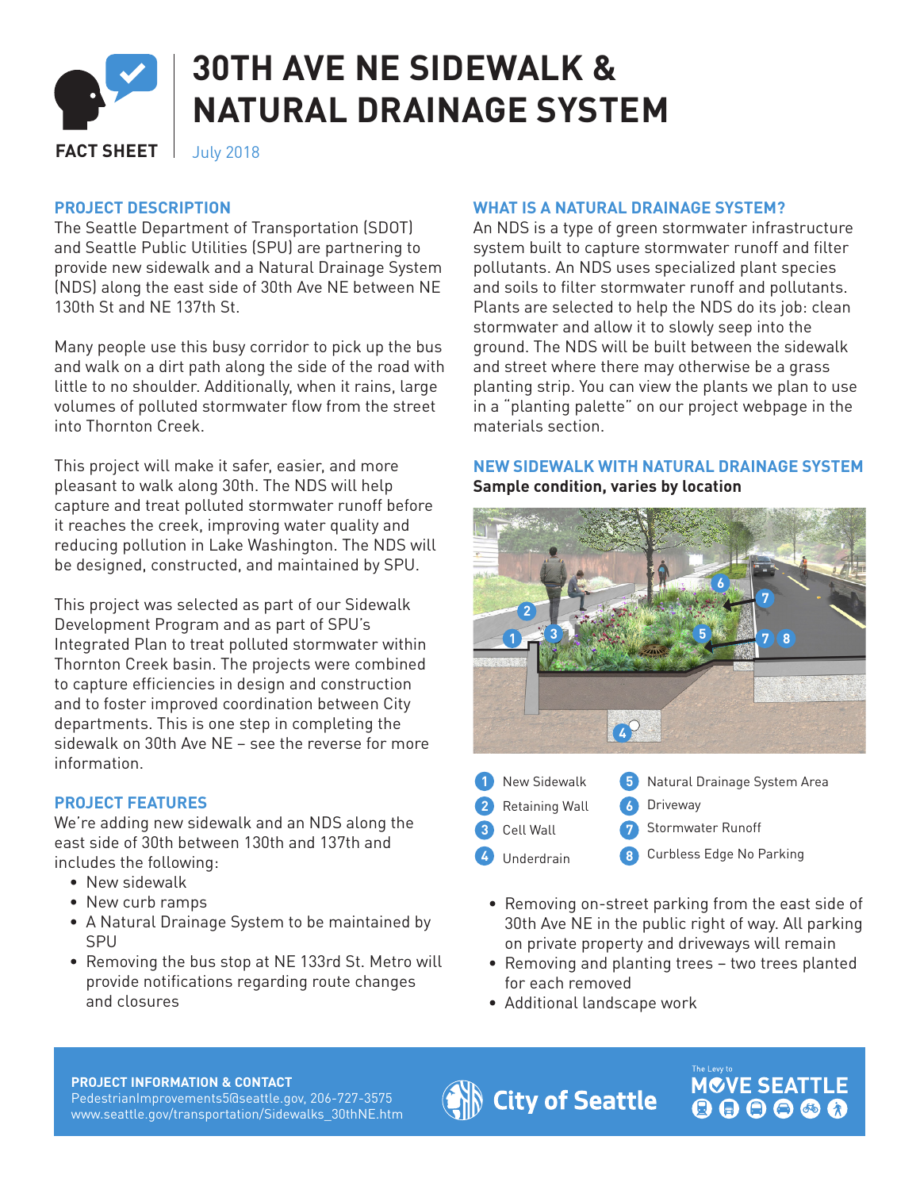# 30TH AVE NE SIDEWALK & NATURAL DRAINAGE SYSTEM

**FACT SHEET** July 2018

## PROJECT DESCRIPTION

The Seattle Department of Transportation (SDOT) and Seattle Public Utilities (SPU) are partnering to provide new sidewalk and a Natural Drainage System (NDS) along the east side of 30th Ave NE between NE 130th St and NE 137th St.

Many people use this busy corridor to pick up the bus and walk on a dirt path along the side of the road with little to no shoulder. Additionally, when it rains, large volumes of polluted stormwater flow from the street into Thornton Creek.

This project will make it safer, easier, and more pleasant to walk along 30th. The NDS will help capture and treat polluted stormwater runoff before it reaches the creek, improving water quality and reducing pollution in Lake Washington. The NDS will be designed, constructed, and maintained by SPU.

This project was selected as part of our Sidewalk Development Program and as part of SPU's Integrated Plan to treat polluted stormwater within Thornton Creek basin. The projects were combined to capture efficiencies in design and construction and to foster improved coordination between City departments. This is one step in completing the sidewalk on 30th Ave NE – see the reverse for more information.

## PROJECT FEATURES

We're adding new sidewalk and an NDS along the east side of 30th between 130th and 137th and includes the following:

- New sidewalk
- New curb ramps
- A Natural Drainage System to be maintained by SPU
- Removing the bus stop at NE 133rd St. Metro will provide notifications regarding route changes and closures
- Removing on-street parking from the east side of 30th Ave NE in the public right of way. All parking on private property and driveways will remain
- Removing and planting trees – two trees planted for each removed
- Additional landscape work

## WHAT IS A NATURAL DRAINAGE SYSTEM?

An NDS is a type of green stormwater infrastructure system built to capture stormwater runoff and filter pollutants. An NDS uses specialized plant species and soils to filter stormwater runoff and pollutants. Plants are selected to help the NDS do its job: clean stormwater and allow it to slowly seep into the ground. The NDS will be built between the sidewalk and street where there may otherwise be a grass planting strip. You can view the plants we plan to use in a "planting palette" on our project webpage in the materials section.

## NEW SIDEWALK WITH NATURAL DRAINAGE SYSTEM

**Sample condition, varies by location**

1. New Sidewalk
2. Retaining Wall
3. Cell Wall
4. Underdrain
5. Natural Drainage System Area
6. Driveway
7. Stormwater Runoff
8. Curbless Edge No Parking

**PROJECT INFORMATION & CONTACT**
PedestrianImprovements5@seattle.gov, 206-727-3575
www.seattle.gov/transportation/Sidewalks_30thNE.htm

City of Seattle

The Levy to MOVE SEATTLE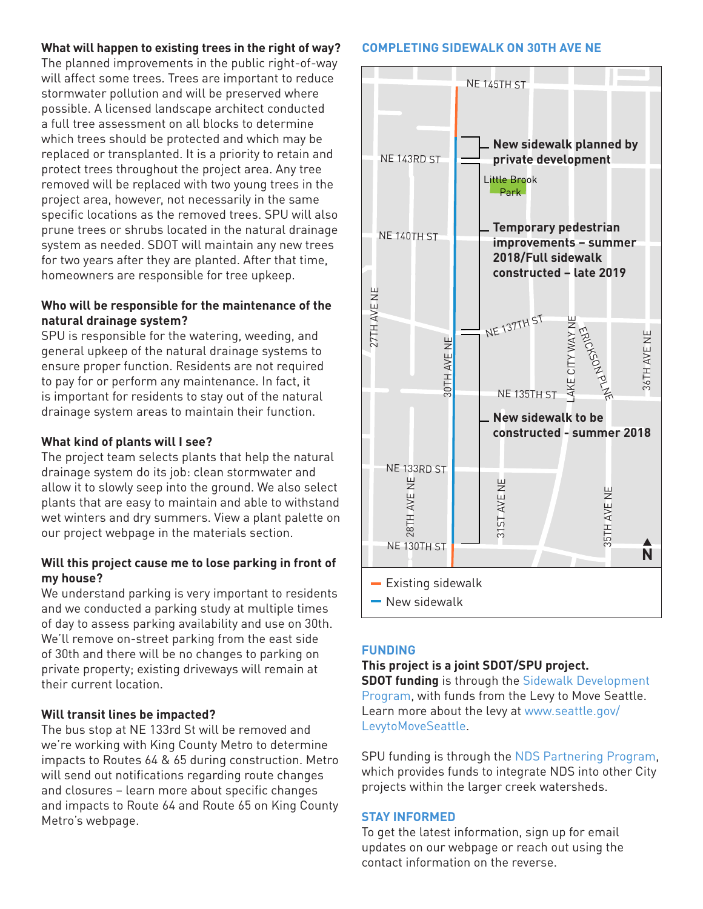### What will happen to existing trees in the right of way?

The planned improvements in the public right-of-way will affect some trees. Trees are important to reduce stormwater pollution and will be preserved where possible. A licensed landscape architect conducted a full tree assessment on all blocks to determine which trees should be protected and which may be replaced or transplanted. It is a priority to retain and protect trees throughout the project area. Any tree removed will be replaced with two young trees in the project area, however, not necessarily in the same specific locations as the removed trees. SPU will also prune trees or shrubs located in the natural drainage system as needed. SDOT will maintain any new trees for two years after they are planted. After that time, homeowners are responsible for tree upkeep.

### Who will be responsible for the maintenance of the natural drainage system?

SPU is responsible for the watering, weeding, and general upkeep of the natural drainage systems to ensure proper function. Residents are not required to pay for or perform any maintenance. In fact, it is important for residents to stay out of the natural drainage system areas to maintain their function.

### What kind of plants will I see?

The project team selects plants that help the natural drainage system do its job: clean stormwater and allow it to slowly seep into the ground. We also select plants that are easy to maintain and able to withstand wet winters and dry summers. View a plant palette on our project webpage in the materials section.

### Will this project cause me to lose parking in front of my house?

We understand parking is very important to residents and we conducted a parking study at multiple times of day to assess parking availability and use on 30th. We'll remove on-street parking from the east side of 30th and there will be no changes to parking on private property; existing driveways will remain at their current location.

### Will transit lines be impacted?

The bus stop at NE 133rd St will be removed and we're working with King County Metro to determine impacts to Routes 64 & 65 during construction. Metro will send out notifications regarding route changes and closures – learn more about specific changes and impacts to Route 64 and Route 65 on King County Metro's webpage.

## COMPLETING SIDEWALK ON 30TH AVE NE

NE 145TH ST
NE 143RD ST
NE 140TH ST
NE 137TH ST
NE 135TH ST
NE 133RD ST
NE 130TH ST
27TH AVE NE
28TH AVE NE
30TH AVE NE
31ST AVE NE
LAKE CITY WAY NE
ERICKSON PL NE
35TH AVE NE
36TH AVE NE
Little Brook Park
N

**New sidewalk planned by private development**

**Temporary pedestrian improvements – summer 2018/Full sidewalk constructed – late 2019**

**New sidewalk to be constructed - summer 2018**

Existing sidewalk
New sidewalk

## FUNDING

**This project is a joint SDOT/SPU project.**
**SDOT funding** is through the Sidewalk Development Program, with funds from the Levy to Move Seattle. Learn more about the levy at www.seattle.gov/LevytoMoveSeattle.

SPU funding is through the NDS Partnering Program, which provides funds to integrate NDS into other City projects within the larger creek watersheds.

## STAY INFORMED

To get the latest information, sign up for email updates on our webpage or reach out using the contact information on the reverse.